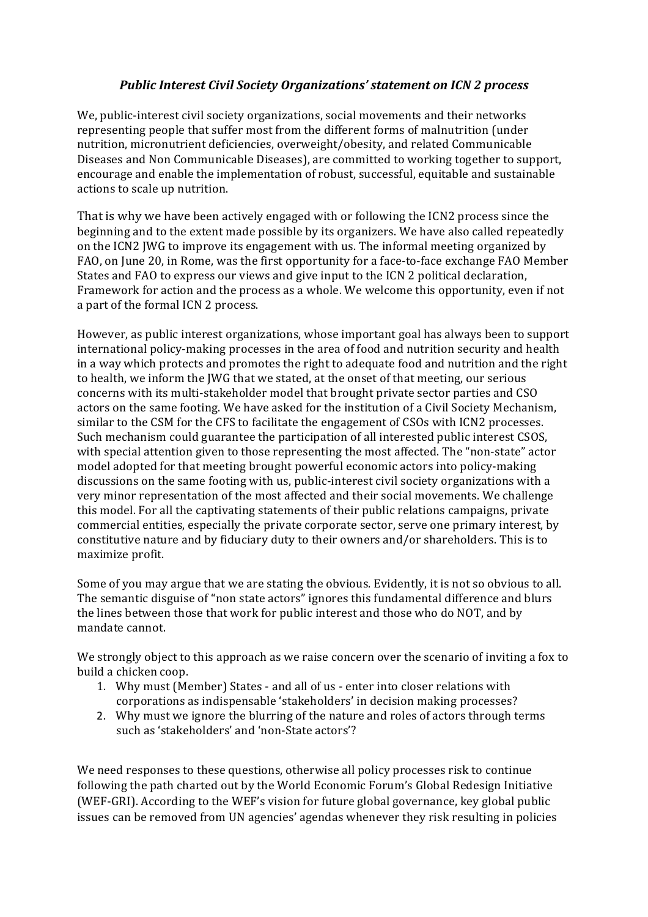### *Public Interest Civil Society Organizations' statement on ICN 2 process*

We, public-interest civil society organizations, social movements and their networks representing people that suffer most from the different forms of malnutrition (under nutrition, micronutrient deficiencies, overweight/obesity, and related Communicable Diseases and Non Communicable Diseases), are committed to working together to support, encourage and enable the implementation of robust, successful, equitable and sustainable actions to scale up nutrition.

That is why we have been actively engaged with or following the ICN2 process since the beginning and to the extent made possible by its organizers. We have also called repeatedly on the ICN2 JWG to improve its engagement with us. The informal meeting organized by FAO, on June 20, in Rome, was the first opportunity for a face-to-face exchange FAO Member States and FAO to express our views and give input to the ICN 2 political declaration, Framework for action and the process as a whole. We welcome this opportunity, even if not a part of the formal ICN 2 process.

However, as public interest organizations, whose important goal has always been to support international policy-making processes in the area of food and nutrition security and health in a way which protects and promotes the right to adequate food and nutrition and the right to health, we inform the JWG that we stated, at the onset of that meeting, our serious concerns with its multi-stakeholder model that brought private sector parties and CSO actors on the same footing. We have asked for the institution of a Civil Society Mechanism, similar to the CSM for the CFS to facilitate the engagement of CSOs with ICN2 processes. Such mechanism could guarantee the participation of all interested public interest CSOS, with special attention given to those representing the most affected. The "non-state" actor model adopted for that meeting brought powerful economic actors into policy-making discussions on the same footing with us, public-interest civil society organizations with a very minor representation of the most affected and their social movements. We challenge this model. For all the captivating statements of their public relations campaigns, private commercial entities, especially the private corporate sector, serve one primary interest, by constitutive nature and by fiduciary duty to their owners and/or shareholders. This is to maximize profit.

Some of you may argue that we are stating the obvious. Evidently, it is not so obvious to all. The semantic disguise of "non state actors" ignores this fundamental difference and blurs the lines between those that work for public interest and those who do NOT, and by mandate cannot.

We strongly object to this approach as we raise concern over the scenario of inviting a fox to build a chicken coop.

1. Why must (Member) States - and all of us - enter into closer relations with corporations as indispensable 'stakeholders' in decision making processes?
2. Why must we ignore the blurring of the nature and roles of actors through terms such as 'stakeholders' and 'non-State actors'?

We need responses to these questions, otherwise all policy processes risk to continue following the path charted out by the World Economic Forum's Global Redesign Initiative (WEF-GRI). According to the WEF's vision for future global governance, key global public issues can be removed from UN agencies' agendas whenever they risk resulting in policies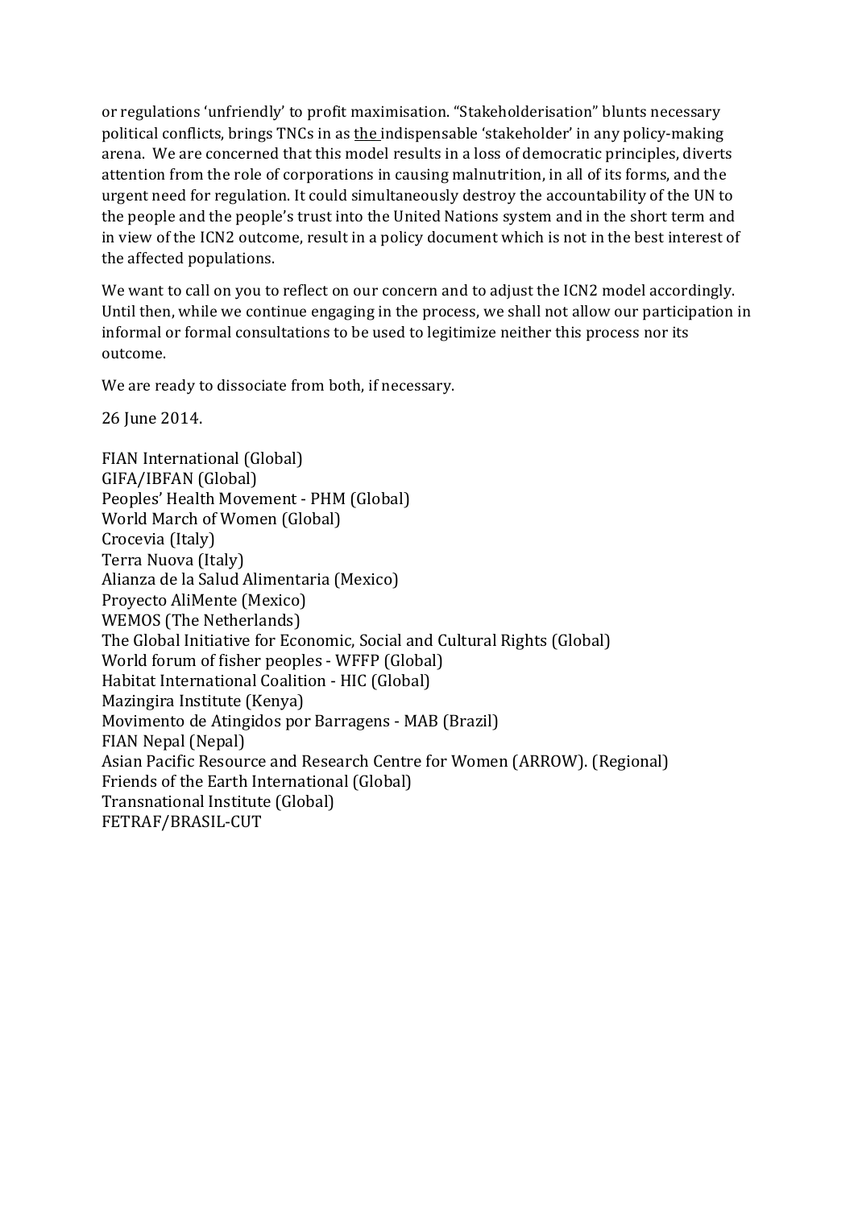or regulations 'unfriendly' to profit maximisation. "Stakeholderisation" blunts necessary political conflicts, brings TNCs in as the indispensable 'stakeholder' in any policy-making arena. We are concerned that this model results in a loss of democratic principles, diverts attention from the role of corporations in causing malnutrition, in all of its forms, and the urgent need for regulation. It could simultaneously destroy the accountability of the UN to the people and the people's trust into the United Nations system and in the short term and in view of the ICN2 outcome, result in a policy document which is not in the best interest of the affected populations.

We want to call on you to reflect on our concern and to adjust the ICN2 model accordingly. Until then, while we continue engaging in the process, we shall not allow our participation in informal or formal consultations to be used to legitimize neither this process nor its outcome.

We are ready to dissociate from both, if necessary.

26 June 2014.

FIAN International (Global)
GIFA/IBFAN (Global)
Peoples' Health Movement - PHM (Global)
World March of Women (Global)
Crocevia (Italy)
Terra Nuova (Italy)
Alianza de la Salud Alimentaria (Mexico)
Proyecto AliMente (Mexico)
WEMOS (The Netherlands)
The Global Initiative for Economic, Social and Cultural Rights (Global)
World forum of fisher peoples - WFFP (Global)
Habitat International Coalition - HIC (Global)
Mazingira Institute (Kenya)
Movimento de Atingidos por Barragens - MAB (Brazil)
FIAN Nepal (Nepal)
Asian Pacific Resource and Research Centre for Women (ARROW). (Regional)
Friends of the Earth International (Global)
Transnational Institute (Global)
FETRAF/BRASIL-CUT